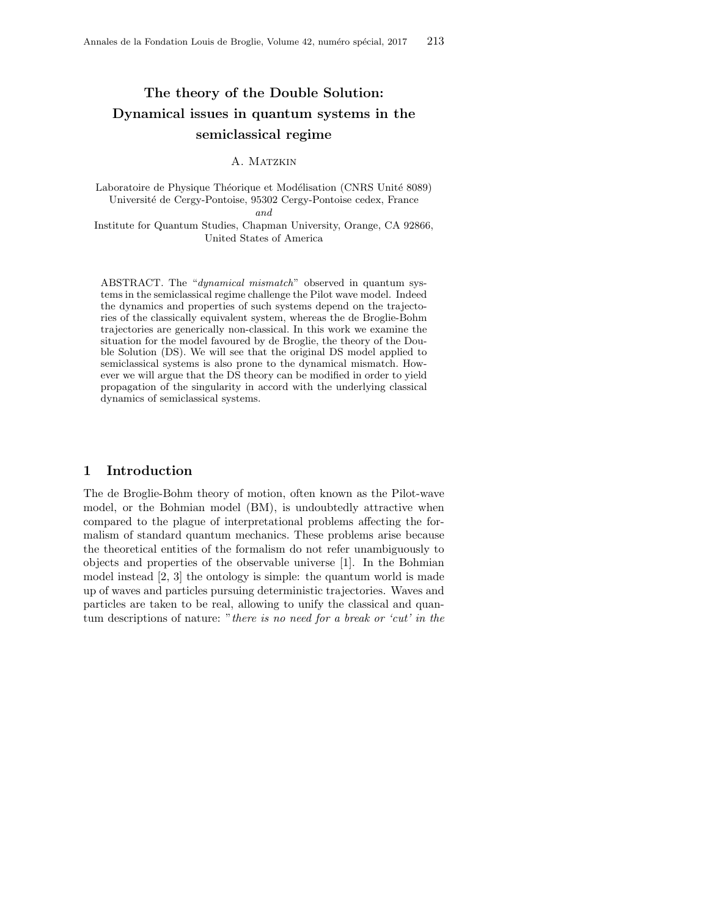# The theory of the Double Solution: Dynamical issues in quantum systems in the semiclassical regime

A. Matzkin

Laboratoire de Physique Théorique et Modélisation (CNRS Unité 8089)
Université de Cergy-Pontoise, 95302 Cergy-Pontoise cedex, France
*and*
Institute for Quantum Studies, Chapman University, Orange, CA 92866, United States of America

ABSTRACT. The "*dynamical mismatch*" observed in quantum systems in the semiclassical regime challenge the Pilot wave model. Indeed the dynamics and properties of such systems depend on the trajectories of the classically equivalent system, whereas the de Broglie-Bohm trajectories are generically non-classical. In this work we examine the situation for the model favoured by de Broglie, the theory of the Double Solution (DS). We will see that the original DS model applied to semiclassical systems is also prone to the dynamical mismatch. However we will argue that the DS theory can be modified in order to yield propagation of the singularity in accord with the underlying classical dynamics of semiclassical systems.

## 1 Introduction

The de Broglie-Bohm theory of motion, often known as the Pilot-wave model, or the Bohmian model (BM), is undoubtedly attractive when compared to the plague of interpretational problems affecting the formalism of standard quantum mechanics. These problems arise because the theoretical entities of the formalism do not refer unambiguously to objects and properties of the observable universe [1]. In the Bohmian model instead [2, 3] the ontology is simple: the quantum world is made up of waves and particles pursuing deterministic trajectories. Waves and particles are taken to be real, allowing to unify the classical and quantum descriptions of nature: "*there is no need for a break or 'cut' in the*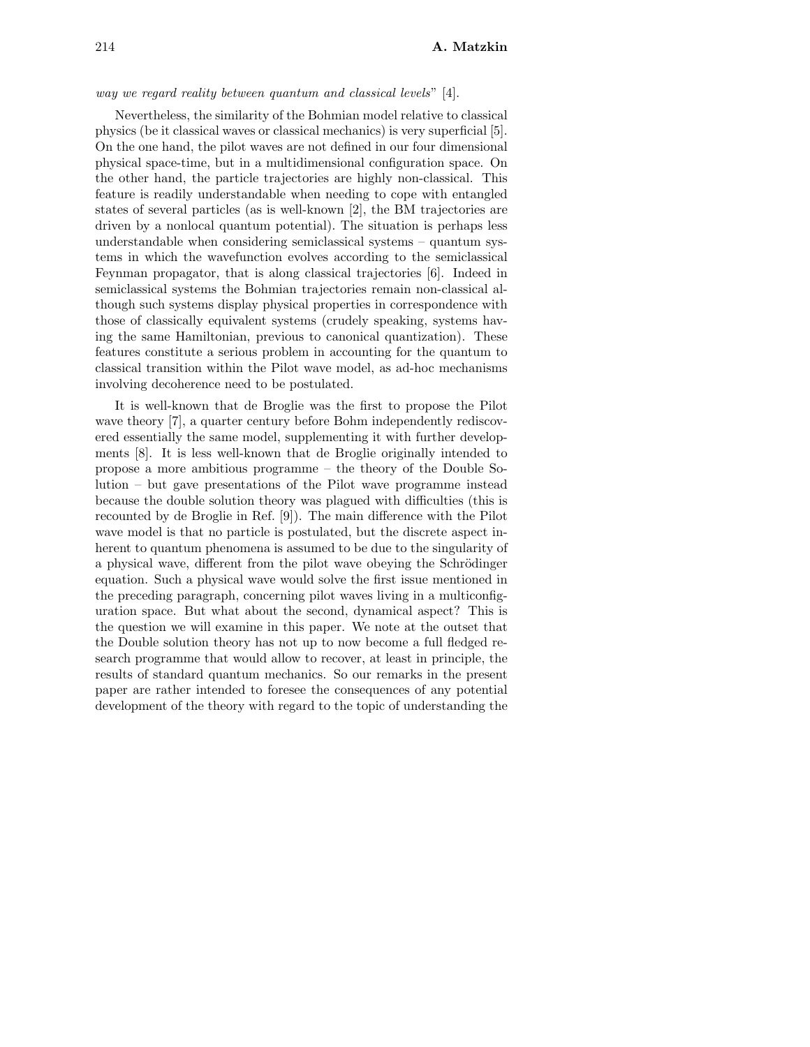*way we regard reality between quantum and classical levels*" [4].

Nevertheless, the similarity of the Bohmian model relative to classical physics (be it classical waves or classical mechanics) is very superficial [5]. On the one hand, the pilot waves are not defined in our four dimensional physical space-time, but in a multidimensional configuration space. On the other hand, the particle trajectories are highly non-classical. This feature is readily understandable when needing to cope with entangled states of several particles (as is well-known [2], the BM trajectories are driven by a nonlocal quantum potential). The situation is perhaps less understandable when considering semiclassical systems – quantum systems in which the wavefunction evolves according to the semiclassical Feynman propagator, that is along classical trajectories [6]. Indeed in semiclassical systems the Bohmian trajectories remain non-classical although such systems display physical properties in correspondence with those of classically equivalent systems (crudely speaking, systems having the same Hamiltonian, previous to canonical quantization). These features constitute a serious problem in accounting for the quantum to classical transition within the Pilot wave model, as ad-hoc mechanisms involving decoherence need to be postulated.

It is well-known that de Broglie was the first to propose the Pilot wave theory [7], a quarter century before Bohm independently rediscovered essentially the same model, supplementing it with further developments [8]. It is less well-known that de Broglie originally intended to propose a more ambitious programme – the theory of the Double Solution – but gave presentations of the Pilot wave programme instead because the double solution theory was plagued with difficulties (this is recounted by de Broglie in Ref. [9]). The main difference with the Pilot wave model is that no particle is postulated, but the discrete aspect inherent to quantum phenomena is assumed to be due to the singularity of a physical wave, different from the pilot wave obeying the Schrödinger equation. Such a physical wave would solve the first issue mentioned in the preceding paragraph, concerning pilot waves living in a multiconfiguration space. But what about the second, dynamical aspect? This is the question we will examine in this paper. We note at the outset that the Double solution theory has not up to now become a full fledged research programme that would allow to recover, at least in principle, the results of standard quantum mechanics. So our remarks in the present paper are rather intended to foresee the consequences of any potential development of the theory with regard to the topic of understanding the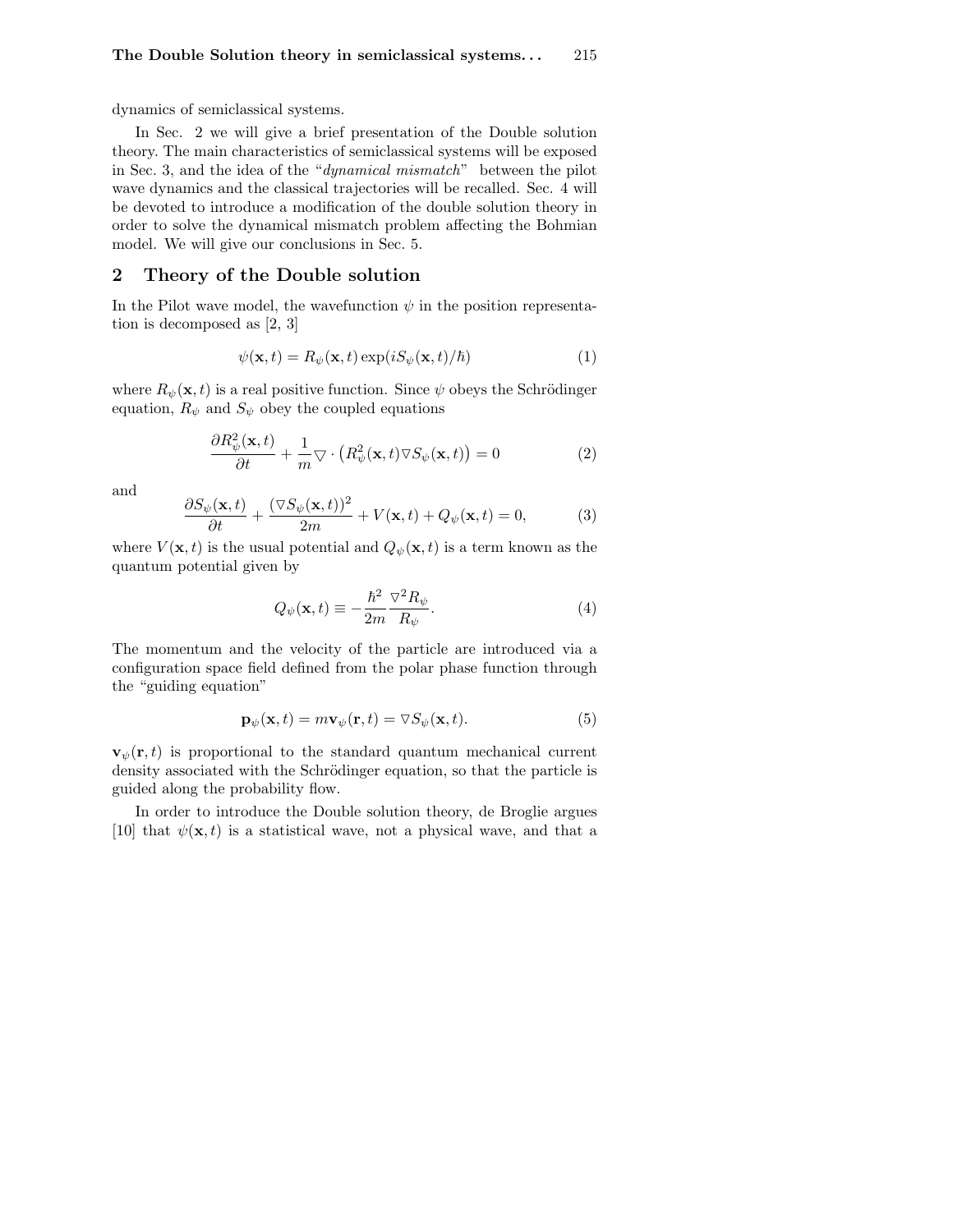dynamics of semiclassical systems.

In Sec. 2 we will give a brief presentation of the Double solution theory. The main characteristics of semiclassical systems will be exposed in Sec. 3, and the idea of the "*dynamical mismatch*" between the pilot wave dynamics and the classical trajectories will be recalled. Sec. 4 will be devoted to introduce a modification of the double solution theory in order to solve the dynamical mismatch problem affecting the Bohmian model. We will give our conclusions in Sec. 5.

## 2 Theory of the Double solution

In the Pilot wave model, the wavefunction $\psi$ in the position representation is decomposed as [2, 3]

$$\psi(\mathbf{x},t) = R_{\psi}(\mathbf{x},t)\exp(iS_{\psi}(\mathbf{x},t)/\hbar) \tag{1}$$

where $R_{\psi}(\mathbf{x},t)$ is a real positive function. Since $\psi$ obeys the Schrödinger equation, $R_{\psi}$ and $S_{\psi}$ obey the coupled equations

$$\frac{\partial R^2_{\psi}(\mathbf{x},t)}{\partial t} + \frac{1}{m}\nabla\cdot\left(R^2_{\psi}(\mathbf{x},t)\nabla S_{\psi}(\mathbf{x},t)\right) = 0 \tag{2}$$

and

$$\frac{\partial S_{\psi}(\mathbf{x},t)}{\partial t} + \frac{(\nabla S_{\psi}(\mathbf{x},t))^2}{2m} + V(\mathbf{x},t) + Q_{\psi}(\mathbf{x},t) = 0, \tag{3}$$

where $V(\mathbf{x},t)$ is the usual potential and $Q_{\psi}(\mathbf{x},t)$ is a term known as the quantum potential given by

$$Q_{\psi}(\mathbf{x},t) \equiv -\frac{\hbar^2}{2m}\frac{\nabla^2 R_{\psi}}{R_{\psi}}. \tag{4}$$

The momentum and the velocity of the particle are introduced via a configuration space field defined from the polar phase function through the "guiding equation"

$$\mathbf{p}_{\psi}(\mathbf{x},t) = m\mathbf{v}_{\psi}(\mathbf{r},t) = \nabla S_{\psi}(\mathbf{x},t). \tag{5}$$

$\mathbf{v}_{\psi}(\mathbf{r},t)$ is proportional to the standard quantum mechanical current density associated with the Schrödinger equation, so that the particle is guided along the probability flow.

In order to introduce the Double solution theory, de Broglie argues [10] that $\psi(\mathbf{x},t)$ is a statistical wave, not a physical wave, and that a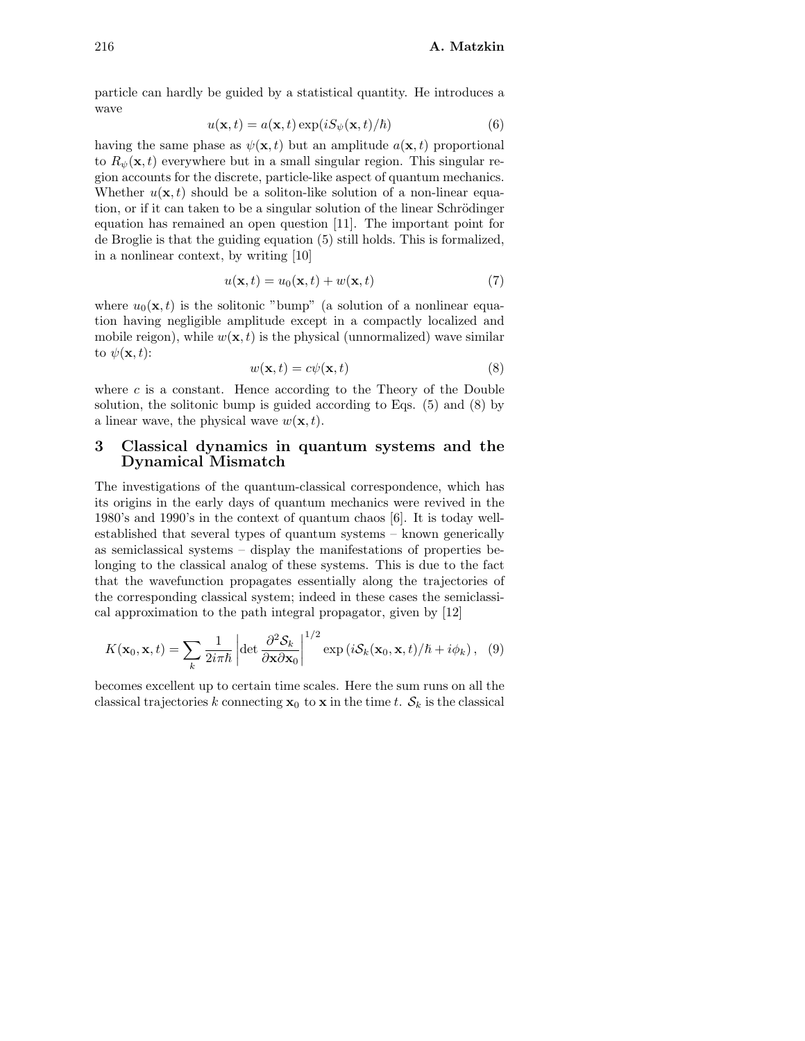particle can hardly be guided by a statistical quantity. He introduces a wave

$$u(\mathbf{x},t) = a(\mathbf{x},t)\exp(iS_{\psi}(\mathbf{x},t)/\hbar) \tag{6}$$

having the same phase as $\psi(\mathbf{x},t)$ but an amplitude $a(\mathbf{x},t)$ proportional to $R_{\psi}(\mathbf{x},t)$ everywhere but in a small singular region. This singular region accounts for the discrete, particle-like aspect of quantum mechanics. Whether $u(\mathbf{x},t)$ should be a soliton-like solution of a non-linear equation, or if it can taken to be a singular solution of the linear Schrödinger equation has remained an open question [11]. The important point for de Broglie is that the guiding equation (5) still holds. This is formalized, in a nonlinear context, by writing [10]

$$u(\mathbf{x},t) = u_0(\mathbf{x},t) + w(\mathbf{x},t) \tag{7}$$

where $u_0(\mathbf{x},t)$ is the solitonic "bump" (a solution of a nonlinear equation having negligible amplitude except in a compactly localized and mobile reigon), while $w(\mathbf{x},t)$ is the physical (unnormalized) wave similar to $\psi(\mathbf{x},t)$:

$$w(\mathbf{x},t) = c\psi(\mathbf{x},t) \tag{8}$$

where $c$ is a constant. Hence according to the Theory of the Double solution, the solitonic bump is guided according to Eqs. (5) and (8) by a linear wave, the physical wave $w(\mathbf{x},t)$.

## 3 Classical dynamics in quantum systems and the Dynamical Mismatch

The investigations of the quantum-classical correspondence, which has its origins in the early days of quantum mechanics were revived in the 1980's and 1990's in the context of quantum chaos [6]. It is today well-established that several types of quantum systems – known generically as semiclassical systems – display the manifestations of properties belonging to the classical analog of these systems. This is due to the fact that the wavefunction propagates essentially along the trajectories of the corresponding classical system; indeed in these cases the semiclassical approximation to the path integral propagator, given by [12]

$$K(\mathbf{x}_0,\mathbf{x},t) = \sum_k \frac{1}{2i\pi\hbar}\left|\det\frac{\partial^2\mathcal{S}_k}{\partial\mathbf{x}\partial\mathbf{x}_0}\right|^{1/2}\exp\left(i\mathcal{S}_k(\mathbf{x}_0,\mathbf{x},t)/\hbar + i\phi_k\right), \tag{9}$$

becomes excellent up to certain time scales. Here the sum runs on all the classical trajectories $k$ connecting $\mathbf{x}_0$ to $\mathbf{x}$ in the time $t$. $\mathcal{S}_k$ is the classical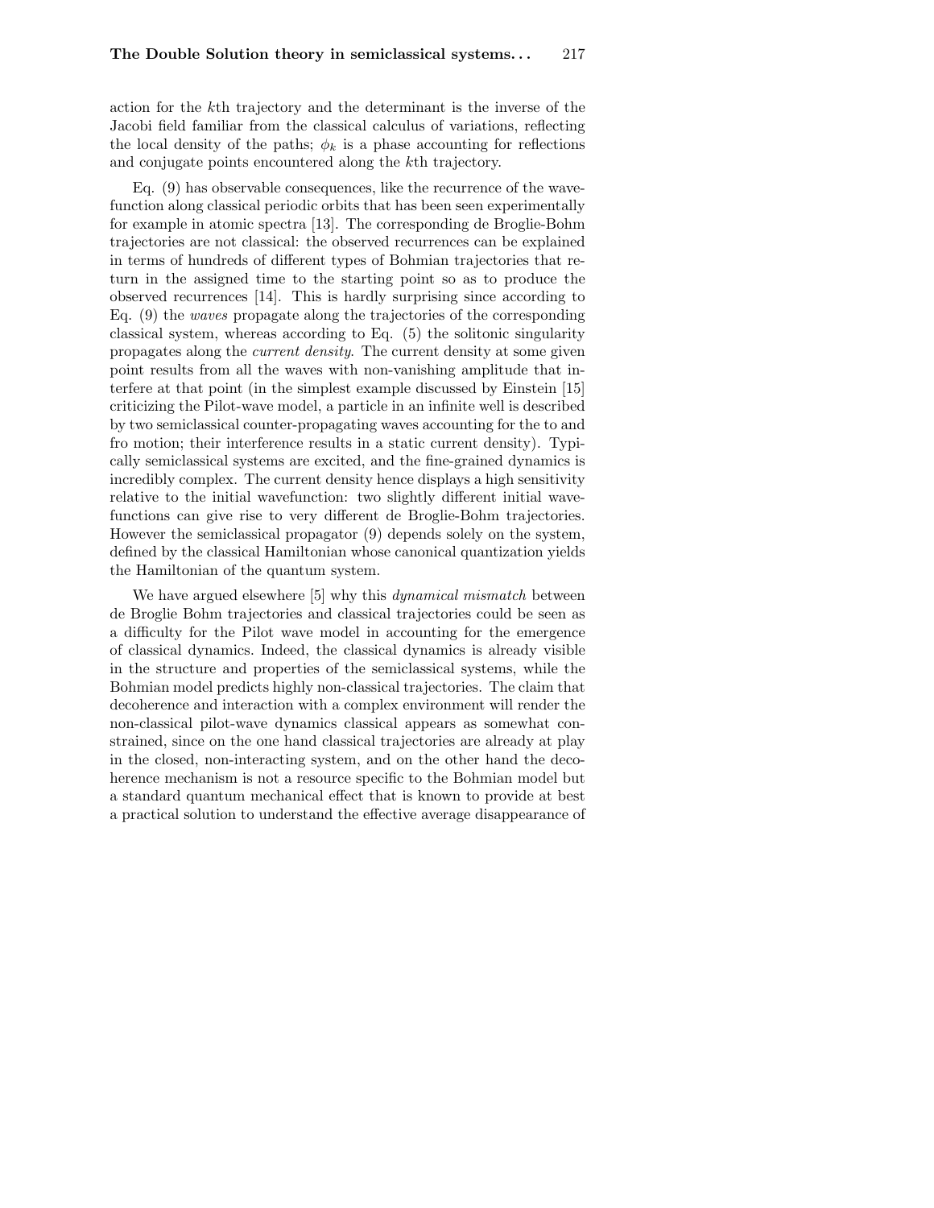action for the $k$th trajectory and the determinant is the inverse of the Jacobi field familiar from the classical calculus of variations, reflecting the local density of the paths; $\phi_k$ is a phase accounting for reflections and conjugate points encountered along the $k$th trajectory.

Eq. (9) has observable consequences, like the recurrence of the wavefunction along classical periodic orbits that has been seen experimentally for example in atomic spectra [13]. The corresponding de Broglie-Bohm trajectories are not classical: the observed recurrences can be explained in terms of hundreds of different types of Bohmian trajectories that return in the assigned time to the starting point so as to produce the observed recurrences [14]. This is hardly surprising since according to Eq. (9) the *waves* propagate along the trajectories of the corresponding classical system, whereas according to Eq. (5) the solitonic singularity propagates along the *current density*. The current density at some given point results from all the waves with non-vanishing amplitude that interfere at that point (in the simplest example discussed by Einstein [15] criticizing the Pilot-wave model, a particle in an infinite well is described by two semiclassical counter-propagating waves accounting for the to and fro motion; their interference results in a static current density). Typically semiclassical systems are excited, and the fine-grained dynamics is incredibly complex. The current density hence displays a high sensitivity relative to the initial wavefunction: two slightly different initial wavefunctions can give rise to very different de Broglie-Bohm trajectories. However the semiclassical propagator (9) depends solely on the system, defined by the classical Hamiltonian whose canonical quantization yields the Hamiltonian of the quantum system.

We have argued elsewhere [5] why this *dynamical mismatch* between de Broglie Bohm trajectories and classical trajectories could be seen as a difficulty for the Pilot wave model in accounting for the emergence of classical dynamics. Indeed, the classical dynamics is already visible in the structure and properties of the semiclassical systems, while the Bohmian model predicts highly non-classical trajectories. The claim that decoherence and interaction with a complex environment will render the non-classical pilot-wave dynamics classical appears as somewhat constrained, since on the one hand classical trajectories are already at play in the closed, non-interacting system, and on the other hand the decoherence mechanism is not a resource specific to the Bohmian model but a standard quantum mechanical effect that is known to provide at best a practical solution to understand the effective average disappearance of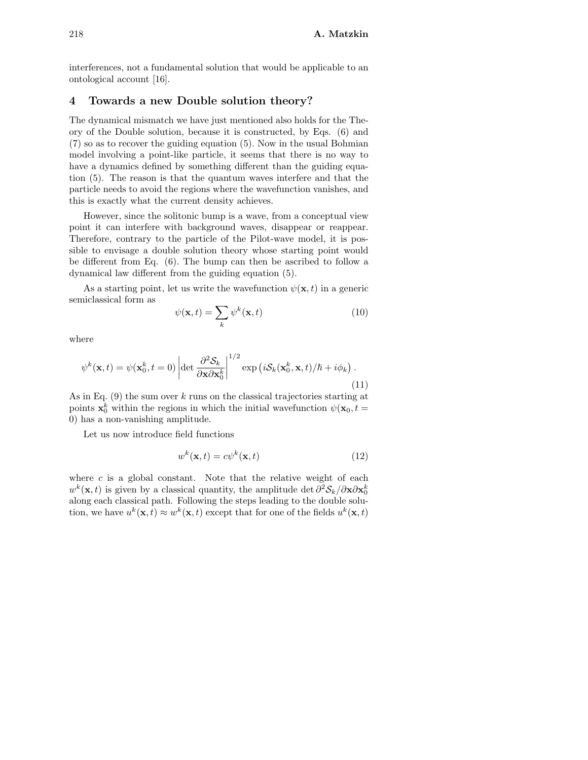interferences, not a fundamental solution that would be applicable to an ontological account [16].

## 4 Towards a new Double solution theory?

The dynamical mismatch we have just mentioned also holds for the Theory of the Double solution, because it is constructed, by Eqs. (6) and (7) so as to recover the guiding equation (5). Now in the usual Bohmian model involving a point-like particle, it seems that there is no way to have a dynamics defined by something different than the guiding equation (5). The reason is that the quantum waves interfere and that the particle needs to avoid the regions where the wavefunction vanishes, and this is exactly what the current density achieves.

However, since the solitonic bump is a wave, from a conceptual view point it can interfere with background waves, disappear or reappear. Therefore, contrary to the particle of the Pilot-wave model, it is possible to envisage a double solution theory whose starting point would be different from Eq. (6). The bump can then be ascribed to follow a dynamical law different from the guiding equation (5).

As a starting point, let us write the wavefunction $\psi(\mathbf{x},t)$ in a generic semiclassical form as

$$\psi(\mathbf{x},t) = \sum_k \psi^k(\mathbf{x},t) \tag{10}$$

where

$$\psi^k(\mathbf{x},t) = \psi(\mathbf{x}_0^k, t=0) \left| \det \frac{\partial^2 \mathcal{S}_k}{\partial \mathbf{x} \partial \mathbf{x}_0^k} \right|^{1/2} \exp\left( i\mathcal{S}_k(\mathbf{x}_0^k, \mathbf{x}, t)/\hbar + i\phi_k \right). \tag{11}$$

As in Eq. (9) the sum over $k$ runs on the classical trajectories starting at points $\mathbf{x}_0^k$ within the regions in which the initial wavefunction $\psi(\mathbf{x}_0, t = 0)$ has a non-vanishing amplitude.

Let us now introduce field functions

$$w^k(\mathbf{x},t) = c\psi^k(\mathbf{x},t) \tag{12}$$

where $c$ is a global constant. Note that the relative weight of each $w^k(\mathbf{x},t)$ is given by a classical quantity, the amplitude $\det \partial^2 \mathcal{S}_k / \partial \mathbf{x} \partial \mathbf{x}_0^k$ along each classical path. Following the steps leading to the double solution, we have $u^k(\mathbf{x},t) \approx w^k(\mathbf{x},t)$ except that for one of the fields $u^k(\mathbf{x},t)$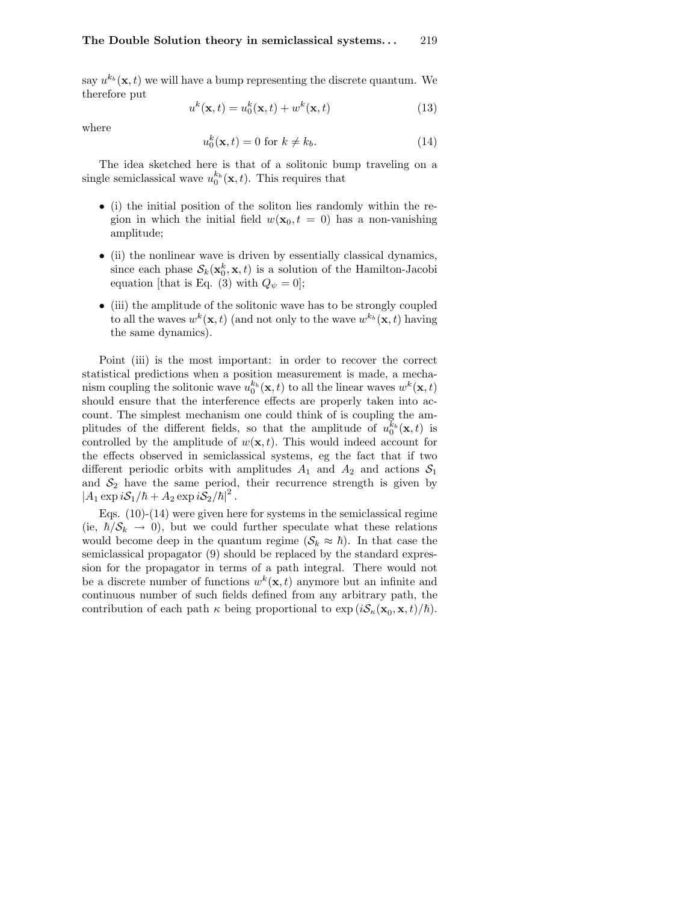say $u^{k_b}(\mathbf{x},t)$ we will have a bump representing the discrete quantum. We therefore put

$$u^k(\mathbf{x},t) = u_0^k(\mathbf{x},t) + w^k(\mathbf{x},t) \tag{13}$$

where

$$u_0^k(\mathbf{x},t) = 0 \text{ for } k \neq k_b. \tag{14}$$

The idea sketched here is that of a solitonic bump traveling on a single semiclassical wave $u_0^{k_b}(\mathbf{x},t)$. This requires that

- (i) the initial position of the soliton lies randomly within the region in which the initial field $w(\mathbf{x}_0, t=0)$ has a non-vanishing amplitude;
- (ii) the nonlinear wave is driven by essentially classical dynamics, since each phase $\mathcal{S}_k(\mathbf{x}_0^k, \mathbf{x}, t)$ is a solution of the Hamilton-Jacobi equation [that is Eq. (3) with $Q_\psi = 0$];
- (iii) the amplitude of the solitonic wave has to be strongly coupled to all the waves $w^k(\mathbf{x},t)$ (and not only to the wave $w^{k_b}(\mathbf{x},t)$ having the same dynamics).

Point (iii) is the most important: in order to recover the correct statistical predictions when a position measurement is made, a mechanism coupling the solitonic wave $u_0^{k_b}(\mathbf{x},t)$ to all the linear waves $w^k(\mathbf{x},t)$ should ensure that the interference effects are properly taken into account. The simplest mechanism one could think of is coupling the amplitudes of the different fields, so that the amplitude of $u_0^{k_b}(\mathbf{x},t)$ is controlled by the amplitude of $w(\mathbf{x},t)$. This would indeed account for the effects observed in semiclassical systems, eg the fact that if two different periodic orbits with amplitudes $A_1$ and $A_2$ and actions $\mathcal{S}_1$ and $\mathcal{S}_2$ have the same period, their recurrence strength is given by $\left|A_1 \exp i\mathcal{S}_1/\hbar + A_2 \exp i\mathcal{S}_2/\hbar\right|^2$.

Eqs. (10)-(14) were given here for systems in the semiclassical regime (ie, $\hbar/\mathcal{S}_k \to 0$), but we could further speculate what these relations would become deep in the quantum regime ($\mathcal{S}_k \approx \hbar$). In that case the semiclassical propagator (9) should be replaced by the standard expression for the propagator in terms of a path integral. There would not be a discrete number of functions $w^k(\mathbf{x},t)$ anymore but an infinite and continuous number of such fields defined from any arbitrary path, the contribution of each path $\kappa$ being proportional to $\exp\left(i\mathcal{S}_\kappa(\mathbf{x}_0, \mathbf{x}, t)/\hbar\right)$.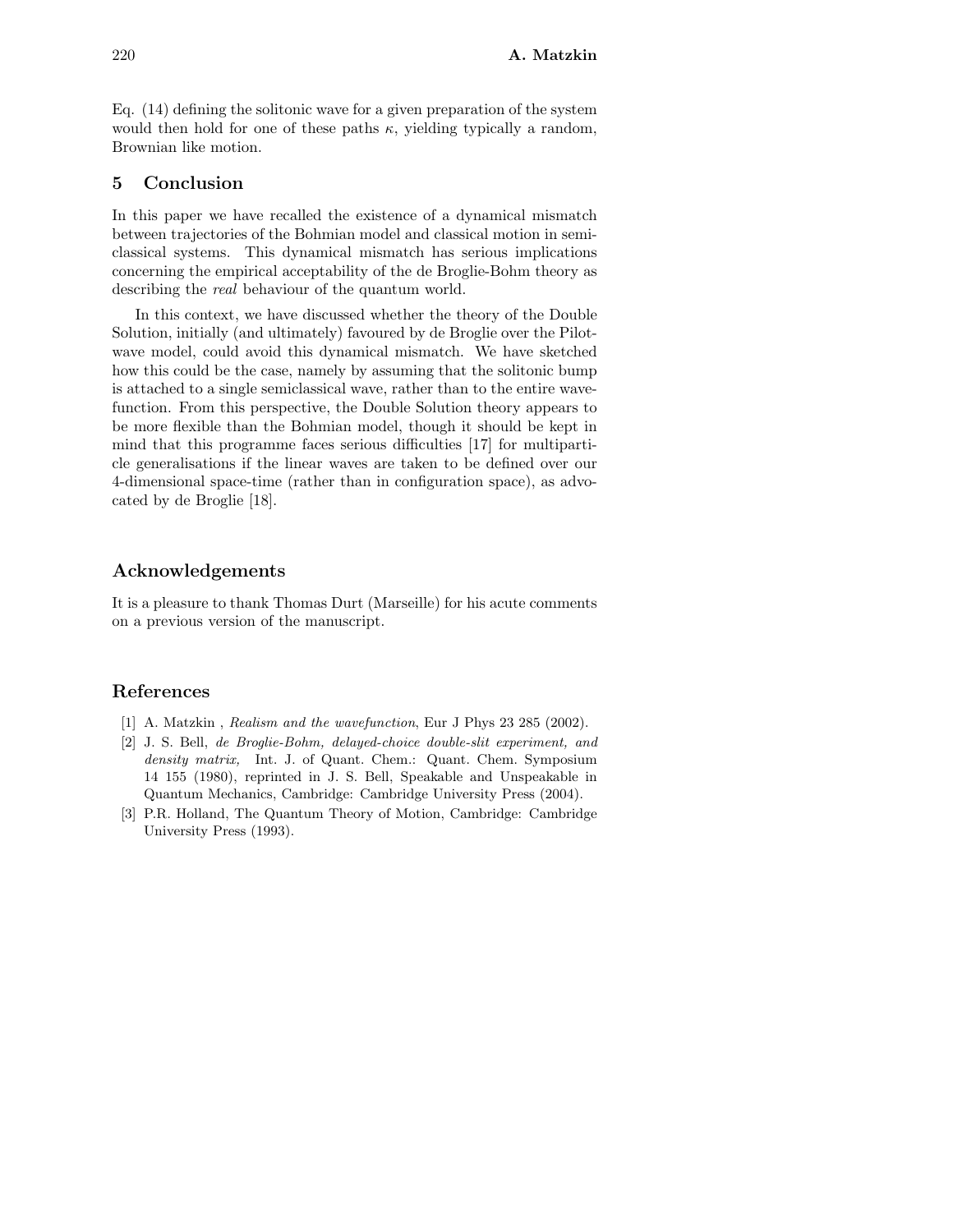Eq. (14) defining the solitonic wave for a given preparation of the system would then hold for one of these paths $\kappa$, yielding typically a random, Brownian like motion.

## 5 Conclusion

In this paper we have recalled the existence of a dynamical mismatch between trajectories of the Bohmian model and classical motion in semiclassical systems. This dynamical mismatch has serious implications concerning the empirical acceptability of the de Broglie-Bohm theory as describing the *real* behaviour of the quantum world.

In this context, we have discussed whether the theory of the Double Solution, initially (and ultimately) favoured by de Broglie over the Pilot-wave model, could avoid this dynamical mismatch. We have sketched how this could be the case, namely by assuming that the solitonic bump is attached to a single semiclassical wave, rather than to the entire wavefunction. From this perspective, the Double Solution theory appears to be more flexible than the Bohmian model, though it should be kept in mind that this programme faces serious difficulties [17] for multiparticle generalisations if the linear waves are taken to be defined over our 4-dimensional space-time (rather than in configuration space), as advocated by de Broglie [18].

## Acknowledgements

It is a pleasure to thank Thomas Durt (Marseille) for his acute comments on a previous version of the manuscript.

## References

[1] A. Matzkin , *Realism and the wavefunction*, Eur J Phys 23 285 (2002).

[2] J. S. Bell, *de Broglie-Bohm, delayed-choice double-slit experiment, and density matrix,* Int. J. of Quant. Chem.: Quant. Chem. Symposium 14 155 (1980), reprinted in J. S. Bell, Speakable and Unspeakable in Quantum Mechanics, Cambridge: Cambridge University Press (2004).

[3] P.R. Holland, The Quantum Theory of Motion, Cambridge: Cambridge University Press (1993).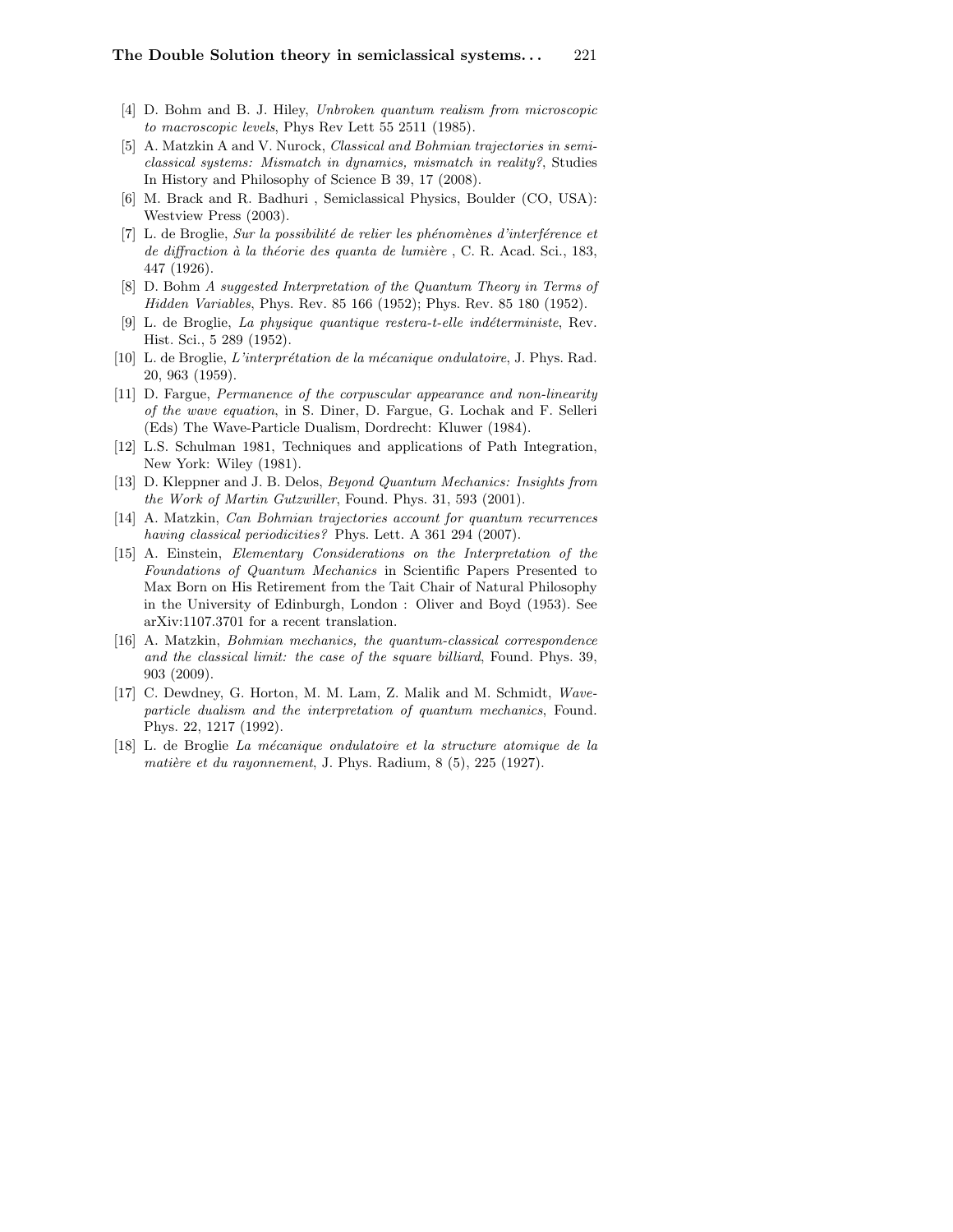[4] D. Bohm and B. J. Hiley, *Unbroken quantum realism from microscopic to macroscopic levels*, Phys Rev Lett 55 2511 (1985).

[5] A. Matzkin A and V. Nurock, *Classical and Bohmian trajectories in semiclassical systems: Mismatch in dynamics, mismatch in reality?*, Studies In History and Philosophy of Science B 39, 17 (2008).

[6] M. Brack and R. Badhuri , Semiclassical Physics, Boulder (CO, USA): Westview Press (2003).

[7] L. de Broglie, *Sur la possibilité de relier les phénomènes d'interférence et de diffraction à la théorie des quanta de lumière* , C. R. Acad. Sci., 183, 447 (1926).

[8] D. Bohm *A suggested Interpretation of the Quantum Theory in Terms of Hidden Variables*, Phys. Rev. 85 166 (1952); Phys. Rev. 85 180 (1952).

[9] L. de Broglie, *La physique quantique restera-t-elle indéterministe*, Rev. Hist. Sci., 5 289 (1952).

[10] L. de Broglie, *L'interprétation de la mécanique ondulatoire*, J. Phys. Rad. 20, 963 (1959).

[11] D. Fargue, *Permanence of the corpuscular appearance and non-linearity of the wave equation*, in S. Diner, D. Fargue, G. Lochak and F. Selleri (Eds) The Wave-Particle Dualism, Dordrecht: Kluwer (1984).

[12] L.S. Schulman 1981, Techniques and applications of Path Integration, New York: Wiley (1981).

[13] D. Kleppner and J. B. Delos, *Beyond Quantum Mechanics: Insights from the Work of Martin Gutzwiller*, Found. Phys. 31, 593 (2001).

[14] A. Matzkin, *Can Bohmian trajectories account for quantum recurrences having classical periodicities?* Phys. Lett. A 361 294 (2007).

[15] A. Einstein, *Elementary Considerations on the Interpretation of the Foundations of Quantum Mechanics* in Scientific Papers Presented to Max Born on His Retirement from the Tait Chair of Natural Philosophy in the University of Edinburgh, London : Oliver and Boyd (1953). See arXiv:1107.3701 for a recent translation.

[16] A. Matzkin, *Bohmian mechanics, the quantum-classical correspondence and the classical limit: the case of the square billiard*, Found. Phys. 39, 903 (2009).

[17] C. Dewdney, G. Horton, M. M. Lam, Z. Malik and M. Schmidt, *Wave-particle dualism and the interpretation of quantum mechanics*, Found. Phys. 22, 1217 (1992).

[18] L. de Broglie *La mécanique ondulatoire et la structure atomique de la matière et du rayonnement*, J. Phys. Radium, 8 (5), 225 (1927).